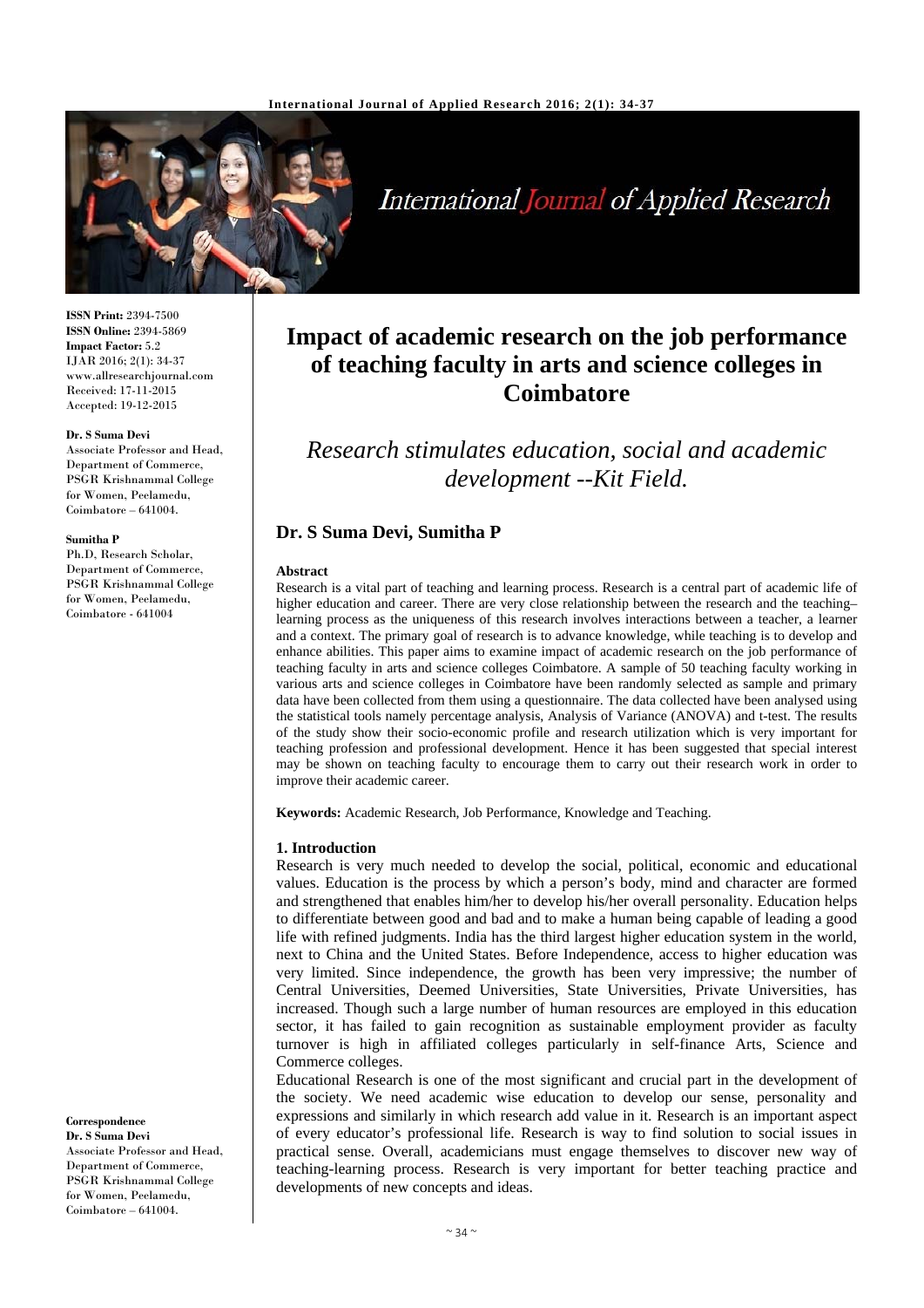**ISSN Print:** 2394-7500
**ISSN Online:** 2394-5869
**Impact Factor:** 5.2
IJAR 2016; 2(1): 34-37
www.allresearchjournal.com
Received: 17-11-2015
Accepted: 19-12-2015

**Dr. S Suma Devi**
Associate Professor and Head, Department of Commerce, PSGR Krishnammal College for Women, Peelamedu, Coimbatore – 641004.

**Sumitha P**
Ph.D, Research Scholar, Department of Commerce, PSGR Krishnammal College for Women, Peelamedu, Coimbatore - 641004

**Correspondence**
**Dr. S Suma Devi**
Associate Professor and Head, Department of Commerce, PSGR Krishnammal College for Women, Peelamedu, Coimbatore – 641004.

# Impact of academic research on the job performance of teaching faculty in arts and science colleges in Coimbatore

*Research stimulates education, social and academic development --Kit Field.*

### Dr. S Suma Devi, Sumitha P

**Abstract**

Research is a vital part of teaching and learning process. Research is a central part of academic life of higher education and career. There are very close relationship between the research and the teaching–learning process as the uniqueness of this research involves interactions between a teacher, a learner and a context. The primary goal of research is to advance knowledge, while teaching is to develop and enhance abilities. This paper aims to examine impact of academic research on the job performance of teaching faculty in arts and science colleges Coimbatore. A sample of 50 teaching faculty working in various arts and science colleges in Coimbatore have been randomly selected as sample and primary data have been collected from them using a questionnaire. The data collected have been analysed using the statistical tools namely percentage analysis, Analysis of Variance (ANOVA) and t-test. The results of the study show their socio-economic profile and research utilization which is very important for teaching profession and professional development. Hence it has been suggested that special interest may be shown on teaching faculty to encourage them to carry out their research work in order to improve their academic career.

**Keywords:** Academic Research, Job Performance, Knowledge and Teaching.

## 1. Introduction

Research is very much needed to develop the social, political, economic and educational values. Education is the process by which a person's body, mind and character are formed and strengthened that enables him/her to develop his/her overall personality. Education helps to differentiate between good and bad and to make a human being capable of leading a good life with refined judgments. India has the third largest higher education system in the world, next to China and the United States. Before Independence, access to higher education was very limited. Since independence, the growth has been very impressive; the number of Central Universities, Deemed Universities, State Universities, Private Universities, has increased. Though such a large number of human resources are employed in this education sector, it has failed to gain recognition as sustainable employment provider as faculty turnover is high in affiliated colleges particularly in self-finance Arts, Science and Commerce colleges.

Educational Research is one of the most significant and crucial part in the development of the society. We need academic wise education to develop our sense, personality and expressions and similarly in which research add value in it. Research is an important aspect of every educator's professional life. Research is way to find solution to social issues in practical sense. Overall, academicians must engage themselves to discover new way of teaching-learning process. Research is very important for better teaching practice and developments of new concepts and ideas.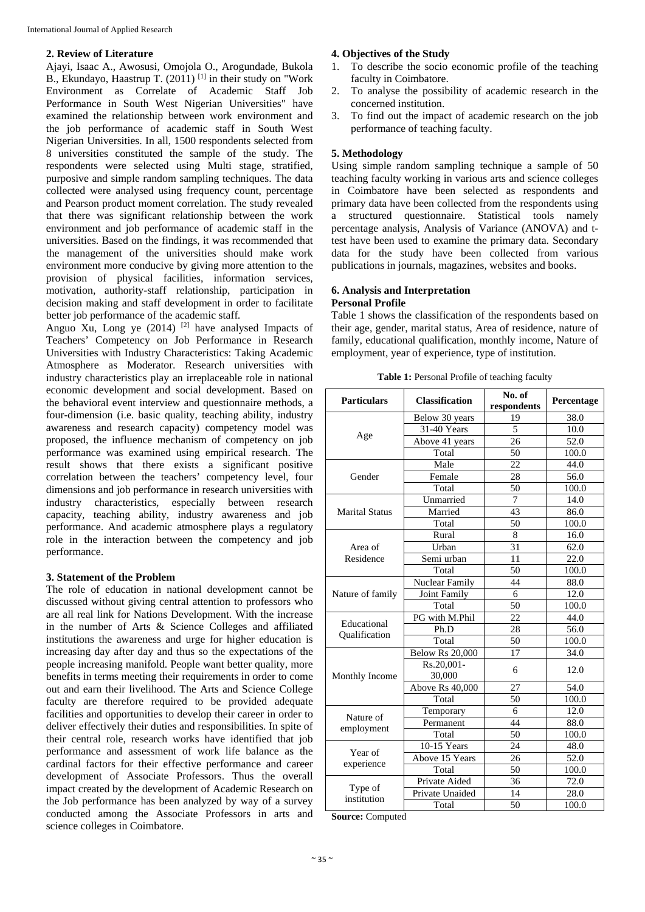## 2. Review of Literature

Ajayi, Isaac A., Awosusi, Omojola O., Arogundade, Bukola B., Ekundayo, Haastrup T. (2011) [1] in their study on "Work Environment as Correlate of Academic Staff Job Performance in South West Nigerian Universities" have examined the relationship between work environment and the job performance of academic staff in South West Nigerian Universities. In all, 1500 respondents selected from 8 universities constituted the sample of the study. The respondents were selected using Multi stage, stratified, purposive and simple random sampling techniques. The data collected were analysed using frequency count, percentage and Pearson product moment correlation. The study revealed that there was significant relationship between the work environment and job performance of academic staff in the universities. Based on the findings, it was recommended that the management of the universities should make work environment more conducive by giving more attention to the provision of physical facilities, information services, motivation, authority-staff relationship, participation in decision making and staff development in order to facilitate better job performance of the academic staff.

Anguo Xu, Long ye (2014) [2] have analysed Impacts of Teachers' Competency on Job Performance in Research Universities with Industry Characteristics: Taking Academic Atmosphere as Moderator. Research universities with industry characteristics play an irreplaceable role in national economic development and social development. Based on the behavioral event interview and questionnaire methods, a four-dimension (i.e. basic quality, teaching ability, industry awareness and research capacity) competency model was proposed, the influence mechanism of competency on job performance was examined using empirical research. The result shows that there exists a significant positive correlation between the teachers' competency level, four dimensions and job performance in research universities with industry characteristics, especially between research capacity, teaching ability, industry awareness and job performance. And academic atmosphere plays a regulatory role in the interaction between the competency and job performance.

## 3. Statement of the Problem

The role of education in national development cannot be discussed without giving central attention to professors who are all real link for Nations Development. With the increase in the number of Arts & Science Colleges and affiliated institutions the awareness and urge for higher education is increasing day after day and thus so the expectations of the people increasing manifold. People want better quality, more benefits in terms meeting their requirements in order to come out and earn their livelihood. The Arts and Science College faculty are therefore required to be provided adequate facilities and opportunities to develop their career in order to deliver effectively their duties and responsibilities. In spite of their central role, research works have identified that job performance and assessment of work life balance as the cardinal factors for their effective performance and career development of Associate Professors. Thus the overall impact created by the development of Academic Research on the Job performance has been analyzed by way of a survey conducted among the Associate Professors in arts and science colleges in Coimbatore.

## 4. Objectives of the Study

1. To describe the socio economic profile of the teaching faculty in Coimbatore.
2. To analyse the possibility of academic research in the concerned institution.
3. To find out the impact of academic research on the job performance of teaching faculty.

## 5. Methodology

Using simple random sampling technique a sample of 50 teaching faculty working in various arts and science colleges in Coimbatore have been selected as respondents and primary data have been collected from the respondents using a structured questionnaire. Statistical tools namely percentage analysis, Analysis of Variance (ANOVA) and t-test have been used to examine the primary data. Secondary data for the study have been collected from various publications in journals, magazines, websites and books.

## 6. Analysis and Interpretation

### Personal Profile

Table 1 shows the classification of the respondents based on their age, gender, marital status, Area of residence, nature of family, educational qualification, monthly income, Nature of employment, year of experience, type of institution.

**Table 1:** Personal Profile of teaching faculty

| Particulars | Classification | No. of respondents | Percentage |
|---|---|---|---|
| Age | Below 30 years | 19 | 38.0 |
| | 31-40 Years | 5 | 10.0 |
| | Above 41 years | 26 | 52.0 |
| | Total | 50 | 100.0 |
| Gender | Male | 22 | 44.0 |
| | Female | 28 | 56.0 |
| | Total | 50 | 100.0 |
| Marital Status | Unmarried | 7 | 14.0 |
| | Married | 43 | 86.0 |
| | Total | 50 | 100.0 |
| Area of Residence | Rural | 8 | 16.0 |
| | Urban | 31 | 62.0 |
| | Semi urban | 11 | 22.0 |
| | Total | 50 | 100.0 |
| Nature of family | Nuclear Family | 44 | 88.0 |
| | Joint Family | 6 | 12.0 |
| | Total | 50 | 100.0 |
| Educational Qualification | PG with M.Phil | 22 | 44.0 |
| | Ph.D | 28 | 56.0 |
| | Total | 50 | 100.0 |
| Monthly Income | Below Rs 20,000 | 17 | 34.0 |
| | Rs.20,001-30,000 | 6 | 12.0 |
| | Above Rs 40,000 | 27 | 54.0 |
| | Total | 50 | 100.0 |
| Nature of employment | Temporary | 6 | 12.0 |
| | Permanent | 44 | 88.0 |
| | Total | 50 | 100.0 |
| Year of experience | 10-15 Years | 24 | 48.0 |
| | Above 15 Years | 26 | 52.0 |
| | Total | 50 | 100.0 |
| Type of institution | Private Aided | 36 | 72.0 |
| | Private Unaided | 14 | 28.0 |
| | Total | 50 | 100.0 |

**Source:** Computed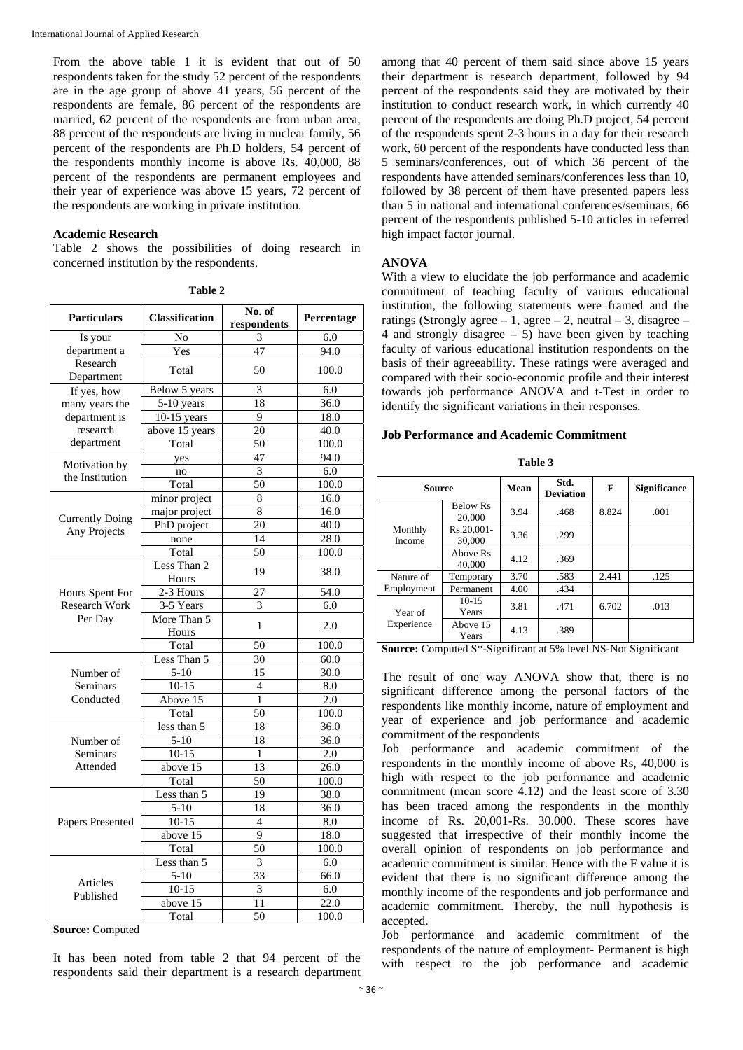From the above table 1 it is evident that out of 50 respondents taken for the study 52 percent of the respondents are in the age group of above 41 years, 56 percent of the respondents are female, 86 percent of the respondents are married, 62 percent of the respondents are from urban area, 88 percent of the respondents are living in nuclear family, 56 percent of the respondents are Ph.D holders, 54 percent of the respondents monthly income is above Rs. 40,000, 88 percent of the respondents are permanent employees and their year of experience was above 15 years, 72 percent of the respondents are working in private institution.

### Academic Research

Table 2 shows the possibilities of doing research in concerned institution by the respondents.

**Table 2**

| Particulars | Classification | No. of respondents | Percentage |
|---|---|---|---|
| Is your department a Research Department | No | 3 | 6.0 |
| | Yes | 47 | 94.0 |
| | Total | 50 | 100.0 |
| If yes, how many years the department is research department | Below 5 years | 3 | 6.0 |
| | 5-10 years | 18 | 36.0 |
| | 10-15 years | 9 | 18.0 |
| | above 15 years | 20 | 40.0 |
| | Total | 50 | 100.0 |
| Motivation by the Institution | yes | 47 | 94.0 |
| | no | 3 | 6.0 |
| | Total | 50 | 100.0 |
| Currently Doing Any Projects | minor project | 8 | 16.0 |
| | major project | 8 | 16.0 |
| | PhD project | 20 | 40.0 |
| | none | 14 | 28.0 |
| | Total | 50 | 100.0 |
| Hours Spent For Research Work Per Day | Less Than 2 Hours | 19 | 38.0 |
| | 2-3 Hours | 27 | 54.0 |
| | 3-5 Years | 3 | 6.0 |
| | More Than 5 Hours | 1 | 2.0 |
| | Total | 50 | 100.0 |
| Number of Seminars Conducted | Less Than 5 | 30 | 60.0 |
| | 5-10 | 15 | 30.0 |
| | 10-15 | 4 | 8.0 |
| | Above 15 | 1 | 2.0 |
| | Total | 50 | 100.0 |
| Number of Seminars Attended | less than 5 | 18 | 36.0 |
| | 5-10 | 18 | 36.0 |
| | 10-15 | 1 | 2.0 |
| | above 15 | 13 | 26.0 |
| | Total | 50 | 100.0 |
| Papers Presented | Less than 5 | 19 | 38.0 |
| | 5-10 | 18 | 36.0 |
| | 10-15 | 4 | 8.0 |
| | above 15 | 9 | 18.0 |
| | Total | 50 | 100.0 |
| Articles Published | Less than 5 | 3 | 6.0 |
| | 5-10 | 33 | 66.0 |
| | 10-15 | 3 | 6.0 |
| | above 15 | 11 | 22.0 |
| | Total | 50 | 100.0 |

**Source:** Computed

It has been noted from table 2 that 94 percent of the respondents said their department is a research department among that 40 percent of them said since above 15 years their department is research department, followed by 94 percent of the respondents said they are motivated by their institution to conduct research work, in which currently 40 percent of the respondents are doing Ph.D project, 54 percent of the respondents spent 2-3 hours in a day for their research work, 60 percent of the respondents have conducted less than 5 seminars/conferences, out of which 36 percent of the respondents have attended seminars/conferences less than 10, followed by 38 percent of them have presented papers less than 5 in national and international conferences/seminars, 66 percent of the respondents published 5-10 articles in referred high impact factor journal.

### ANOVA

With a view to elucidate the job performance and academic commitment of teaching faculty of various educational institution, the following statements were framed and the ratings (Strongly agree – 1, agree – 2, neutral – 3, disagree – 4 and strongly disagree – 5) have been given by teaching faculty of various educational institution respondents on the basis of their agreeability. These ratings were averaged and compared with their socio-economic profile and their interest towards job performance ANOVA and t-Test in order to identify the significant variations in their responses.

### Job Performance and Academic Commitment

**Table 3**

| Source | | Mean | Std. Deviation | F | Significance |
|---|---|---|---|---|---|
| Monthly Income | Below Rs 20,000 | 3.94 | .468 | 8.824 | .001 |
| | Rs.20,001-30,000 | 3.36 | .299 | | |
| | Above Rs 40,000 | 4.12 | .369 | | |
| Nature of Employment | Temporary | 3.70 | .583 | 2.441 | .125 |
| | Permanent | 4.00 | .434 | | |
| Year of Experience | 10-15 Years | 3.81 | .471 | 6.702 | .013 |
| | Above 15 Years | 4.13 | .389 | | |

**Source:** Computed S*-Significant at 5% level NS-Not Significant

The result of one way ANOVA show that, there is no significant difference among the personal factors of the respondents like monthly income, nature of employment and year of experience and job performance and academic commitment of the respondents

Job performance and academic commitment of the respondents in the monthly income of above Rs, 40,000 is high with respect to the job performance and academic commitment (mean score 4.12) and the least score of 3.30 has been traced among the respondents in the monthly income of Rs. 20,001-Rs. 30.000. These scores have suggested that irrespective of their monthly income the overall opinion of respondents on job performance and academic commitment is similar. Hence with the F value it is evident that there is no significant difference among the monthly income of the respondents and job performance and academic commitment. Thereby, the null hypothesis is accepted.

Job performance and academic commitment of the respondents of the nature of employment- Permanent is high with respect to the job performance and academic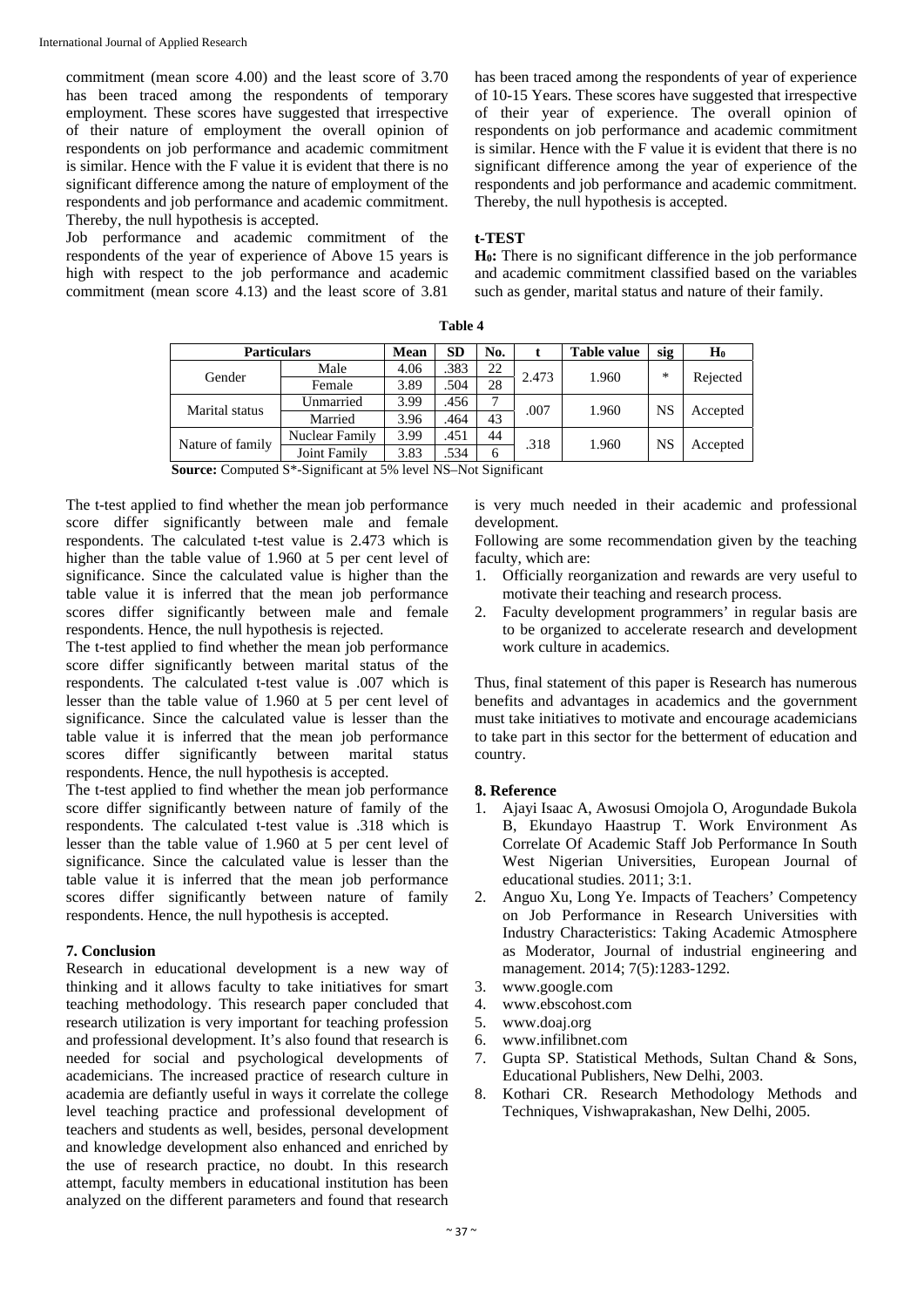commitment (mean score 4.00) and the least score of 3.70 has been traced among the respondents of temporary employment. These scores have suggested that irrespective of their nature of employment the overall opinion of respondents on job performance and academic commitment is similar. Hence with the F value it is evident that there is no significant difference among the nature of employment of the respondents and job performance and academic commitment. Thereby, the null hypothesis is accepted.

Job performance and academic commitment of the respondents of the year of experience of Above 15 years is high with respect to the job performance and academic commitment (mean score 4.13) and the least score of 3.81 has been traced among the respondents of year of experience of 10-15 Years. These scores have suggested that irrespective of their year of experience. The overall opinion of respondents on job performance and academic commitment is similar. Hence with the F value it is evident that there is no significant difference among the year of experience of the respondents and job performance and academic commitment. Thereby, the null hypothesis is accepted.

### t-TEST

**$H_0$:** There is no significant difference in the job performance and academic commitment classified based on the variables such as gender, marital status and nature of their family.

**Table 4**

| Particulars | | Mean | SD | No. | t | Table value | sig | $H_0$ |
|---|---|---|---|---|---|---|---|---|
| Gender | Male | 4.06 | .383 | 22 | 2.473 | 1.960 | * | Rejected |
| | Female | 3.89 | .504 | 28 | | | | |
| Marital status | Unmarried | 3.99 | .456 | 7 | .007 | 1.960 | NS | Accepted |
| | Married | 3.96 | .464 | 43 | | | | |
| Nature of family | Nuclear Family | 3.99 | .451 | 44 | .318 | 1.960 | NS | Accepted |
| | Joint Family | 3.83 | .534 | 6 | | | | |

**Source:** Computed S*-Significant at 5% level NS–Not Significant

The t-test applied to find whether the mean job performance score differ significantly between male and female respondents. The calculated t-test value is 2.473 which is higher than the table value of 1.960 at 5 per cent level of significance. Since the calculated value is higher than the table value it is inferred that the mean job performance scores differ significantly between male and female respondents. Hence, the null hypothesis is rejected.

The t-test applied to find whether the mean job performance score differ significantly between marital status of the respondents. The calculated t-test value is .007 which is lesser than the table value of 1.960 at 5 per cent level of significance. Since the calculated value is lesser than the table value it is inferred that the mean job performance scores differ significantly between marital status respondents. Hence, the null hypothesis is accepted.

The t-test applied to find whether the mean job performance score differ significantly between nature of family of the respondents. The calculated t-test value is .318 which is lesser than the table value of 1.960 at 5 per cent level of significance. Since the calculated value is lesser than the table value it is inferred that the mean job performance scores differ significantly between nature of family respondents. Hence, the null hypothesis is accepted.

## 7. Conclusion

Research in educational development is a new way of thinking and it allows faculty to take initiatives for smart teaching methodology. This research paper concluded that research utilization is very important for teaching profession and professional development. It's also found that research is needed for social and psychological developments of academicians. The increased practice of research culture in academia are defiantly useful in ways it correlate the college level teaching practice and professional development of teachers and students as well, besides, personal development and knowledge development also enhanced and enriched by the use of research practice, no doubt. In this research attempt, faculty members in educational institution has been analyzed on the different parameters and found that research is very much needed in their academic and professional development.

Following are some recommendation given by the teaching faculty, which are:

1. Officially reorganization and rewards are very useful to motivate their teaching and research process.
2. Faculty development programmers' in regular basis are to be organized to accelerate research and development work culture in academics.

Thus, final statement of this paper is Research has numerous benefits and advantages in academics and the government must take initiatives to motivate and encourage academicians to take part in this sector for the betterment of education and country.

## 8. Reference

1. Ajayi Isaac A, Awosusi Omojola O, Arogundade Bukola B, Ekundayo Haastrup T. Work Environment As Correlate Of Academic Staff Job Performance In South West Nigerian Universities, European Journal of educational studies. 2011; 3:1.
2. Anguo Xu, Long Ye. Impacts of Teachers' Competency on Job Performance in Research Universities with Industry Characteristics: Taking Academic Atmosphere as Moderator, Journal of industrial engineering and management. 2014; 7(5):1283-1292.
3. www.google.com
4. www.ebscohost.com
5. www.doaj.org
6. www.infilibnet.com
7. Gupta SP. Statistical Methods, Sultan Chand & Sons, Educational Publishers, New Delhi, 2003.
8. Kothari CR. Research Methodology Methods and Techniques, Vishwaprakashan, New Delhi, 2005.